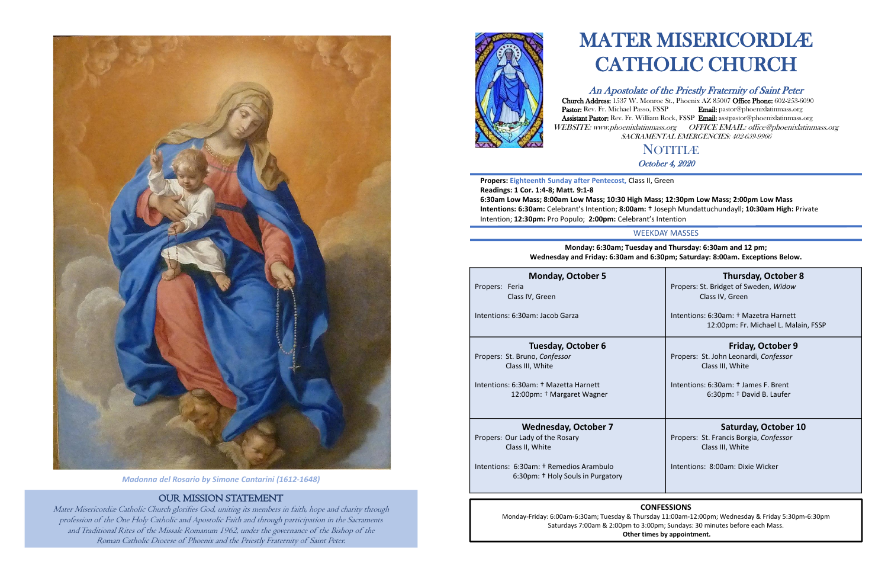*Madonna del Rosario by Simone Cantarini (1612-1648)*

## OUR MISSION STATEMENT

*Mater Misericordiæ Catholic Church glorifies God, uniting its members in faith, hope and charity through profession of the One Holy Catholic and Apostolic Faith and through participation in the Sacraments and Traditional Rites of the Missale Romanum 1962, under the governance of the Bishop of the Roman Catholic Diocese of Phoenix and the Priestly Fraternity of Saint Peter.*

# MATER MISERICORDIÆ CATHOLIC CHURCH

## *An Apostolate of the Priestly Fraternity of Saint Peter*

**Church Address:** 1537 W. Monroe St., Phoenix AZ 85007 **Office Phone:** 602-253-6090
**Pastor:** Rev. Fr. Michael Passo, FSSP **Email:** pastor@phoenixlatinmass.org
**Assistant Pastor:** Rev. Fr. William Rock, FSSP **Email:** asstpastor@phoenixlatinmass.org
*WEBSITE: www.phoenixlatinmass.org OFFICE EMAIL: office@phoenixlatinmass.org*
*SACRAMENTAL EMERGENCIES: 402-659-9966*

## NOTITIÆ

*October 4, 2020*

**Propers: Eighteenth Sunday after Pentecost,** Class II, Green
**Readings: 1 Cor. 1:4-8; Matt. 9:1-8**
**6:30am Low Mass; 8:00am Low Mass; 10:30 High Mass; 12:30pm Low Mass; 2:00pm Low Mass**
**Intentions: 6:30am:** Celebrant's Intention; **8:00am:** † Joseph Mundattuchundayll; **10:30am High:** Private Intention; **12:30pm:** Pro Populo; **2:00pm:** Celebrant's Intention

### WEEKDAY MASSES

**Monday: 6:30am; Tuesday and Thursday: 6:30am and 12 pm; Wednesday and Friday: 6:30am and 6:30pm; Saturday: 8:00am. Exceptions Below.**

**Monday, October 5**
Propers: Feria
Class IV, Green
Intentions: 6:30am: Jacob Garza

**Tuesday, October 6**
Propers: St. Bruno, *Confessor*
Class III, White
Intentions: 6:30am: † Mazetta Harnett
12:00pm: † Margaret Wagner

**Wednesday, October 7**
Propers: Our Lady of the Rosary
Class II, White
Intentions: 6:30am: † Remedios Arambulo
6:30pm: † Holy Souls in Purgatory

**Thursday, October 8**
Propers: St. Bridget of Sweden, *Widow*
Class IV, Green
Intentions: 6:30am: † Mazetra Harnett
12:00pm: Fr. Michael L. Malain, FSSP

**Friday, October 9**
Propers: St. John Leonardi, *Confessor*
Class III, White
Intentions: 6:30am: † James F. Brent
6:30pm: † David B. Laufer

**Saturday, October 10**
Propers: St. Francis Borgia, *Confessor*
Class III, White
Intentions: 8:00am: Dixie Wicker

**CONFESSIONS**

Monday-Friday: 6:00am-6:30am; Tuesday & Thursday 11:00am-12:00pm; Wednesday & Friday 5:30pm-6:30pm
Saturdays 7:00am & 2:00pm to 3:00pm; Sundays: 30 minutes before each Mass.
**Other times by appointment.**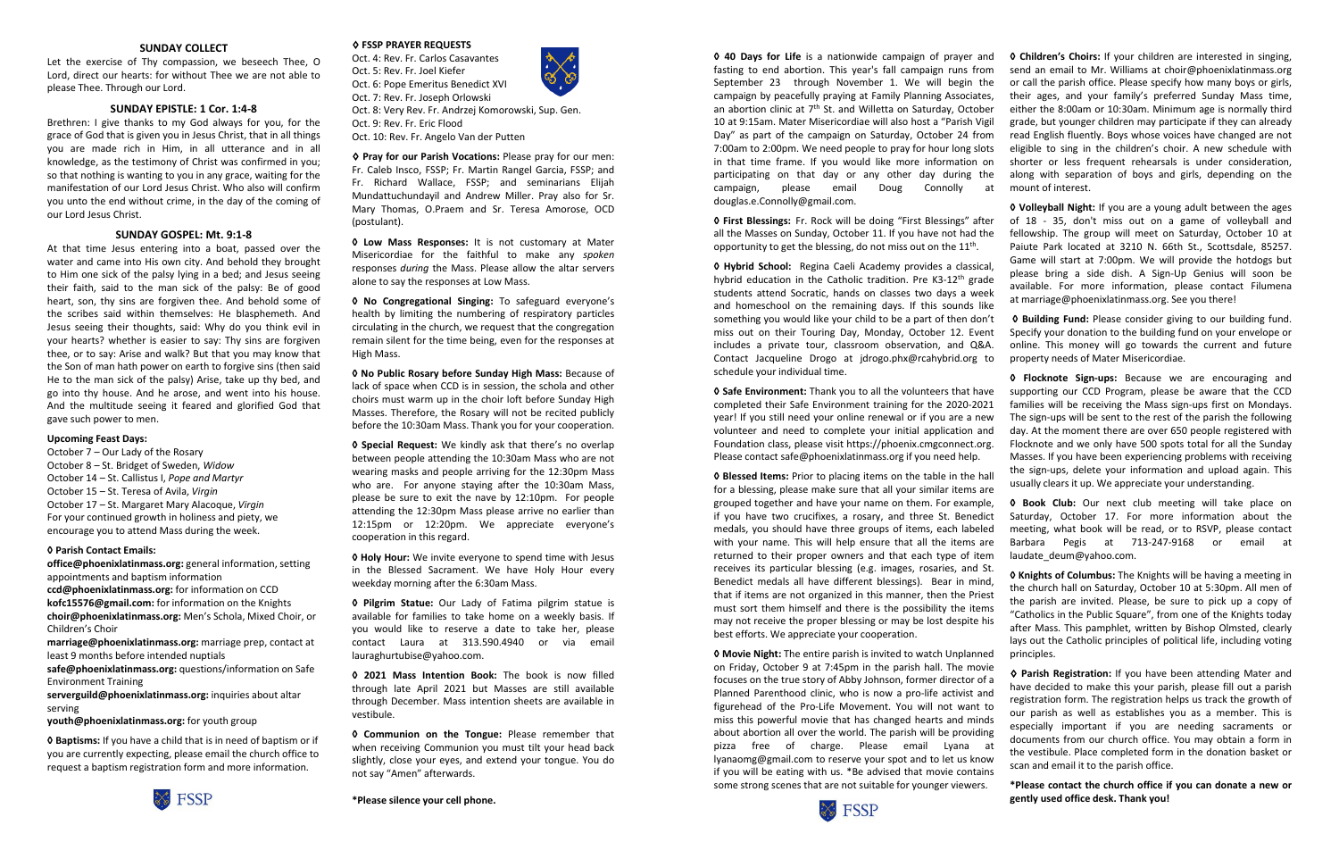## SUNDAY COLLECT

Let the exercise of Thy compassion, we beseech Thee, O Lord, direct our hearts: for without Thee we are not able to please Thee. Through our Lord.

## SUNDAY EPISTLE: 1 Cor. 1:4-8

Brethren: I give thanks to my God always for you, for the grace of God that is given you in Jesus Christ, that in all things you are made rich in Him, in all utterance and in all knowledge, as the testimony of Christ was confirmed in you; so that nothing is wanting to you in any grace, waiting for the manifestation of our Lord Jesus Christ. Who also will confirm you unto the end without crime, in the day of the coming of our Lord Jesus Christ.

## SUNDAY GOSPEL: Mt. 9:1-8

At that time Jesus entering into a boat, passed over the water and came into His own city. And behold they brought to Him one sick of the palsy lying in a bed; and Jesus seeing their faith, said to the man sick of the palsy: Be of good heart, son, thy sins are forgiven thee. And behold some of the scribes said within themselves: He blasphemeth. And Jesus seeing their thoughts, said: Why do you think evil in your hearts? whether is easier to say: Thy sins are forgiven thee, or to say: Arise and walk? But that you may know that the Son of man hath power on earth to forgive sins (then said He to the man sick of the palsy) Arise, take up thy bed, and go into thy house. And he arose, and went into his house. And the multitude seeing it feared and glorified God that gave such power to men.

**Upcoming Feast Days:**

October 7 – Our Lady of the Rosary
October 8 – St. Bridget of Sweden, *Widow*
October 14 – St. Callistus I, *Pope and Martyr*
October 15 – St. Teresa of Avila, *Virgin*
October 17 – St. Margaret Mary Alacoque, *Virgin*
For your continued growth in holiness and piety, we encourage you to attend Mass during the week.

**◊ Parish Contact Emails:**

**office@phoenixlatinmass.org:** general information, setting appointments and baptism information
**ccd@phoenixlatinmass.org:** for information on CCD
**kofc15576@gmail.com:** for information on the Knights
**choir@phoenixlatinmass.org:** Men's Schola, Mixed Choir, or Children's Choir
**marriage@phoenixlatinmass.org:** marriage prep, contact at least 9 months before intended nuptials
**safe@phoenixlatinmass.org:** questions/information on Safe Environment Training
**serverguild@phoenixlatinmass.org:** inquiries about altar serving
**youth@phoenixlatinmass.org:** for youth group

**◊ Baptisms:** If you have a child that is in need of baptism or if you are currently expecting, please email the church office to request a baptism registration form and more information.

**◊ FSSP PRAYER REQUESTS**

Oct. 4: Rev. Fr. Carlos Casavantes
Oct. 5: Rev. Fr. Joel Kiefer
Oct. 6: Pope Emeritus Benedict XVI
Oct. 7: Rev. Fr. Joseph Orlowski
Oct. 8: Very Rev. Fr. Andrzej Komorowski, Sup. Gen.
Oct. 9: Rev. Fr. Eric Flood
Oct. 10: Rev. Fr. Angelo Van der Putten

**◊ Pray for our Parish Vocations:** Please pray for our men: Fr. Caleb Insco, FSSP; Fr. Martin Rangel Garcia, FSSP; and Fr. Richard Wallace, FSSP; and seminarians Elijah Mundattuchundayil and Andrew Miller. Pray also for Sr. Mary Thomas, O.Praem and Sr. Teresa Amorose, OCD (postulant).

**◊ Low Mass Responses:** It is not customary at Mater Misericordiae for the faithful to make any *spoken* responses *during* the Mass. Please allow the altar servers alone to say the responses at Low Mass.

**◊ No Congregational Singing:** To safeguard everyone's health by limiting the numbering of respiratory particles circulating in the church, we request that the congregation remain silent for the time being, even for the responses at High Mass.

**◊ No Public Rosary before Sunday High Mass:** Because of lack of space when CCD is in session, the schola and other choirs must warm up in the choir loft before Sunday High Masses. Therefore, the Rosary will not be recited publicly before the 10:30am Mass. Thank you for your cooperation.

**◊ Special Request:** We kindly ask that there's no overlap between people attending the 10:30am Mass who are not wearing masks and people arriving for the 12:30pm Mass who are. For anyone staying after the 10:30am Mass, please be sure to exit the nave by 12:10pm. For people attending the 12:30pm Mass please arrive no earlier than 12:15pm or 12:20pm. We appreciate everyone's cooperation in this regard.

**◊ Holy Hour:** We invite everyone to spend time with Jesus in the Blessed Sacrament. We have Holy Hour every weekday morning after the 6:30am Mass.

**◊ Pilgrim Statue:** Our Lady of Fatima pilgrim statue is available for families to take home on a weekly basis. If you would like to reserve a date to take her, please contact Laura at 313.590.4940 or via email lauraghurtubise@yahoo.com.

**◊ 2021 Mass Intention Book:** The book is now filled through late April 2021 but Masses are still available through December. Mass intention sheets are available in vestibule.

**◊ Communion on the Tongue:** Please remember that when receiving Communion you must tilt your head back slightly, close your eyes, and extend your tongue. You do not say "Amen" afterwards.

**\*Please silence your cell phone.**

**◊ 40 Days for Life** is a nationwide campaign of prayer and fasting to end abortion. This year's fall campaign runs from September 23 through November 1. We will begin the campaign by peacefully praying at Family Planning Associates, an abortion clinic at 7th St. and Willetta on Saturday, October 10 at 9:15am. Mater Misericordiae will also host a "Parish Vigil Day" as part of the campaign on Saturday, October 24 from 7:00am to 2:00pm. We need people to pray for hour long slots in that time frame. If you would like more information on participating on that day or any other day during the campaign, please email Doug Connolly at douglas.e.Connolly@gmail.com.

**◊ First Blessings:** Fr. Rock will be doing "First Blessings" after all the Masses on Sunday, October 11. If you have not had the opportunity to get the blessing, do not miss out on the 11th.

**◊ Hybrid School:** Regina Caeli Academy provides a classical, hybrid education in the Catholic tradition. Pre K3-12th grade students attend Socratic, hands on classes two days a week and homeschool on the remaining days. If this sounds like something you would like your child to be a part of then don't miss out on their Touring Day, Monday, October 12. Event includes a private tour, classroom observation, and Q&A. Contact Jacqueline Drogo at jdrogo.phx@rcahybrid.org to schedule your individual time.

**◊ Safe Environment:** Thank you to all the volunteers that have completed their Safe Environment training for the 2020-2021 year! If you still need your online renewal or if you are a new volunteer and need to complete your initial application and Foundation class, please visit https://phoenix.cmgconnect.org. Please contact safe@phoenixlatinmass.org if you need help.

**◊ Blessed Items:** Prior to placing items on the table in the hall for a blessing, please make sure that all your similar items are grouped together and have your name on them. For example, if you have two crucifixes, a rosary, and three St. Benedict medals, you should have three groups of items, each labeled with your name. This will help ensure that all the items are returned to their proper owners and that each type of item receives its particular blessing (e.g. images, rosaries, and St. Benedict medals all have different blessings). Bear in mind, that if items are not organized in this manner, then the Priest must sort them himself and there is the possibility the items may not receive the proper blessing or may be lost despite his best efforts. We appreciate your cooperation.

**◊ Movie Night:** The entire parish is invited to watch Unplanned on Friday, October 9 at 7:45pm in the parish hall. The movie focuses on the true story of Abby Johnson, former director of a Planned Parenthood clinic, who is now a pro-life activist and figurehead of the Pro-Life Movement. You will not want to miss this powerful movie that has changed hearts and minds about abortion all over the world. The parish will be providing pizza free of charge. Please email Lyana at lyanaomg@gmail.com to reserve your spot and to let us know if you will be eating with us. \*Be advised that movie contains some strong scenes that are not suitable for younger viewers.

**◊ Children's Choirs:** If your children are interested in singing, send an email to Mr. Williams at choir@phoenixlatinmass.org or call the parish office. Please specify how many boys or girls, their ages, and your family's preferred Sunday Mass time, either the 8:00am or 10:30am. Minimum age is normally third grade, but younger children may participate if they can already read English fluently. Boys whose voices have changed are not eligible to sing in the children's choir. A new schedule with shorter or less frequent rehearsals is under consideration, along with separation of boys and girls, depending on the mount of interest.

**◊ Volleyball Night:** If you are a young adult between the ages of 18 - 35, don't miss out on a game of volleyball and fellowship. The group will meet on Saturday, October 10 at Paiute Park located at 3210 N. 66th St., Scottsdale, 85257. Game will start at 7:00pm. We will provide the hotdogs but please bring a side dish. A Sign-Up Genius will soon be available. For more information, please contact Filumena at marriage@phoenixlatinmass.org. See you there!

**◊ Building Fund:** Please consider giving to our building fund. Specify your donation to the building fund on your envelope or online. This money will go towards the current and future property needs of Mater Misericordiae.

**◊ Flocknote Sign-ups:** Because we are encouraging and supporting our CCD Program, please be aware that the CCD families will be receiving the Mass sign-ups first on Mondays. The sign-ups will be sent to the rest of the parish the following day. At the moment there are over 650 people registered with Flocknote and we only have 500 spots total for all the Sunday Masses. If you have been experiencing problems with receiving the sign-ups, delete your information and upload again. This usually clears it up. We appreciate your understanding.

**◊ Book Club:** Our next club meeting will take place on Saturday, October 17. For more information about the meeting, what book will be read, or to RSVP, please contact Barbara Pegis at 713-247-9168 or email at laudate_deum@yahoo.com.

**◊ Knights of Columbus:** The Knights will be having a meeting in the church hall on Saturday, October 10 at 5:30pm. All men of the parish are invited. Please, be sure to pick up a copy of "Catholics in the Public Square", from one of the Knights today after Mass. This pamphlet, written by Bishop Olmsted, clearly lays out the Catholic principles of political life, including voting principles.

**◊ Parish Registration:** If you have been attending Mater and have decided to make this your parish, please fill out a parish registration form. The registration helps us track the growth of our parish as well as establishes you as a member. This is especially important if you are needing sacraments or documents from our church office. You may obtain a form in the vestibule. Place completed form in the donation basket or scan and email it to the parish office.

**\*Please contact the church office if you can donate a new or gently used office desk. Thank you!**